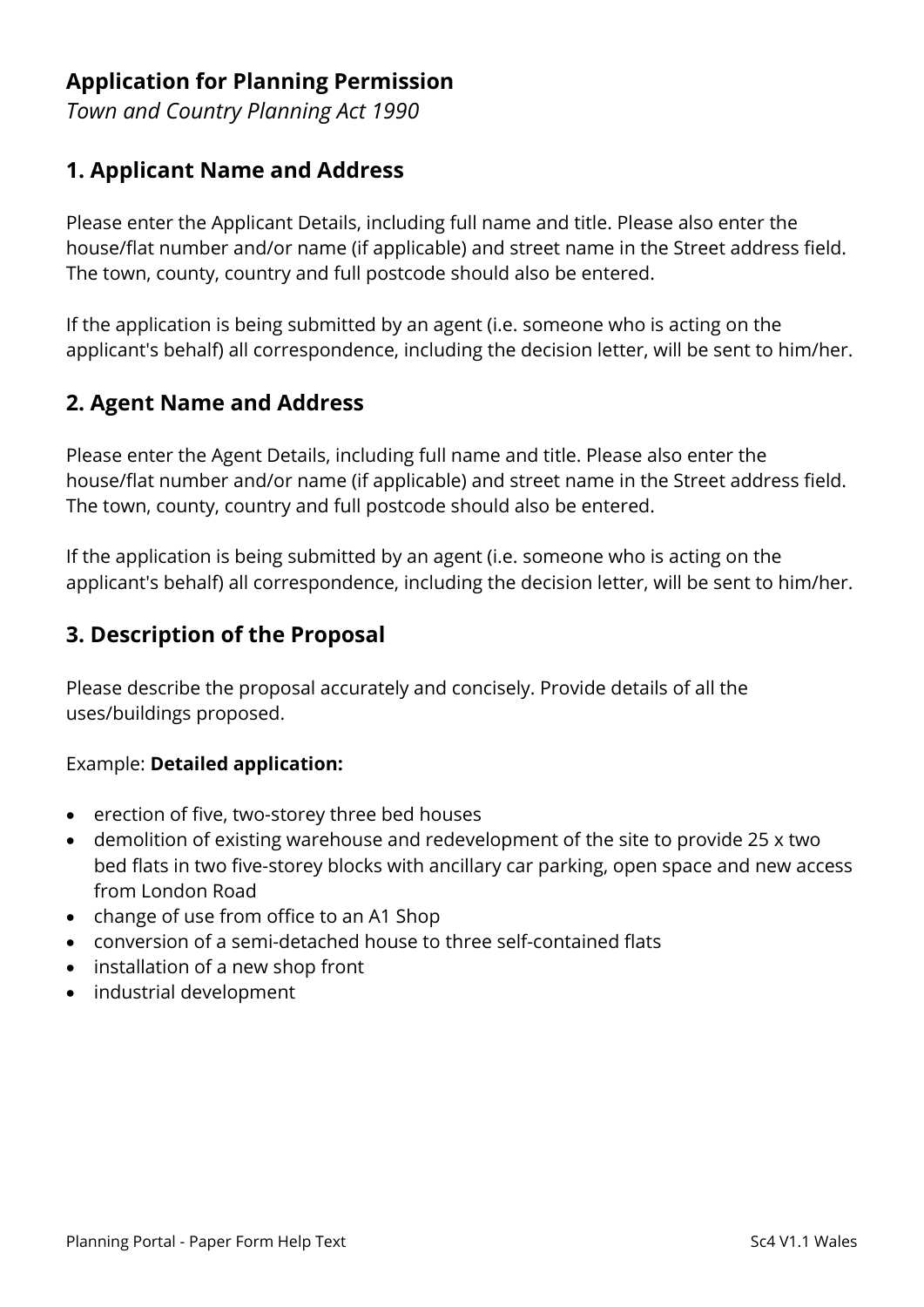# Application for Planning Permission

*Town and Country Planning Act 1990*

## 1. Applicant Name and Address

Please enter the Applicant Details, including full name and title. Please also enter the house/flat number and/or name (if applicable) and street name in the Street address field. The town, county, country and full postcode should also be entered.

If the application is being submitted by an agent (i.e. someone who is acting on the applicant's behalf) all correspondence, including the decision letter, will be sent to him/her.

## 2. Agent Name and Address

Please enter the Agent Details, including full name and title. Please also enter the house/flat number and/or name (if applicable) and street name in the Street address field. The town, county, country and full postcode should also be entered.

If the application is being submitted by an agent (i.e. someone who is acting on the applicant's behalf) all correspondence, including the decision letter, will be sent to him/her.

## 3. Description of the Proposal

Please describe the proposal accurately and concisely. Provide details of all the uses/buildings proposed.

Example: **Detailed application:**

- erection of five, two-storey three bed houses
- demolition of existing warehouse and redevelopment of the site to provide 25 x two bed flats in two five-storey blocks with ancillary car parking, open space and new access from London Road
- change of use from office to an A1 Shop
- conversion of a semi-detached house to three self-contained flats
- installation of a new shop front
- industrial development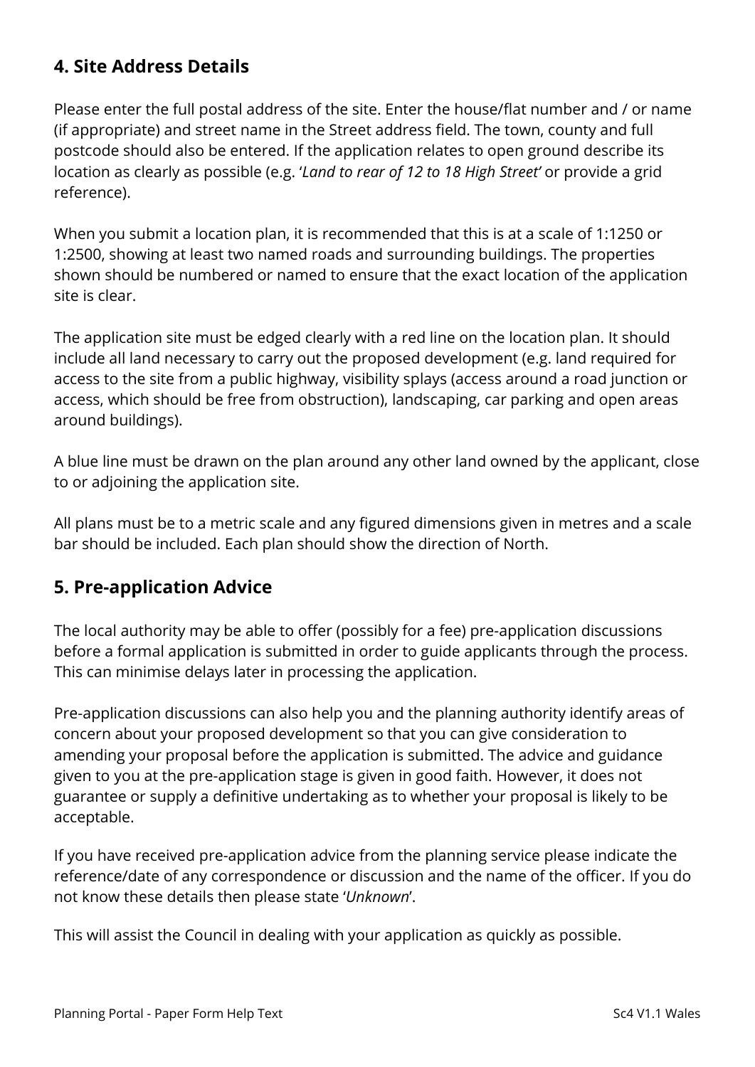## 4. Site Address Details

Please enter the full postal address of the site. Enter the house/flat number and / or name (if appropriate) and street name in the Street address field. The town, county and full postcode should also be entered. If the application relates to open ground describe its location as clearly as possible (e.g. '*Land to rear of 12 to 18 High Street*' or provide a grid reference).

When you submit a location plan, it is recommended that this is at a scale of 1:1250 or 1:2500, showing at least two named roads and surrounding buildings. The properties shown should be numbered or named to ensure that the exact location of the application site is clear.

The application site must be edged clearly with a red line on the location plan. It should include all land necessary to carry out the proposed development (e.g. land required for access to the site from a public highway, visibility splays (access around a road junction or access, which should be free from obstruction), landscaping, car parking and open areas around buildings).

A blue line must be drawn on the plan around any other land owned by the applicant, close to or adjoining the application site.

All plans must be to a metric scale and any figured dimensions given in metres and a scale bar should be included. Each plan should show the direction of North.

## 5. Pre-application Advice

The local authority may be able to offer (possibly for a fee) pre-application discussions before a formal application is submitted in order to guide applicants through the process. This can minimise delays later in processing the application.

Pre-application discussions can also help you and the planning authority identify areas of concern about your proposed development so that you can give consideration to amending your proposal before the application is submitted. The advice and guidance given to you at the pre-application stage is given in good faith. However, it does not guarantee or supply a definitive undertaking as to whether your proposal is likely to be acceptable.

If you have received pre-application advice from the planning service please indicate the reference/date of any correspondence or discussion and the name of the officer. If you do not know these details then please state '*Unknown*'.

This will assist the Council in dealing with your application as quickly as possible.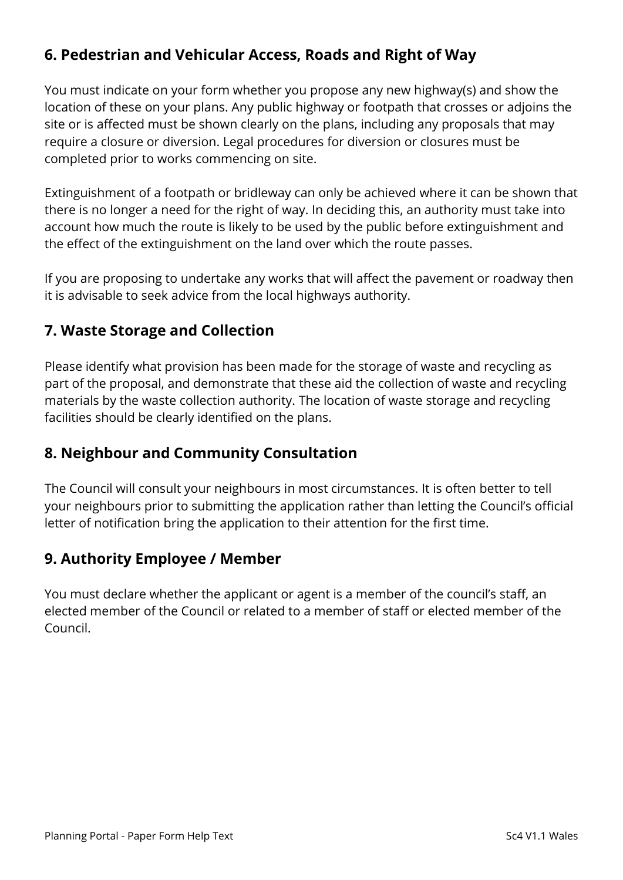## 6. Pedestrian and Vehicular Access, Roads and Right of Way

You must indicate on your form whether you propose any new highway(s) and show the location of these on your plans. Any public highway or footpath that crosses or adjoins the site or is affected must be shown clearly on the plans, including any proposals that may require a closure or diversion. Legal procedures for diversion or closures must be completed prior to works commencing on site.

Extinguishment of a footpath or bridleway can only be achieved where it can be shown that there is no longer a need for the right of way. In deciding this, an authority must take into account how much the route is likely to be used by the public before extinguishment and the effect of the extinguishment on the land over which the route passes.

If you are proposing to undertake any works that will affect the pavement or roadway then it is advisable to seek advice from the local highways authority.

## 7. Waste Storage and Collection

Please identify what provision has been made for the storage of waste and recycling as part of the proposal, and demonstrate that these aid the collection of waste and recycling materials by the waste collection authority. The location of waste storage and recycling facilities should be clearly identified on the plans.

## 8. Neighbour and Community Consultation

The Council will consult your neighbours in most circumstances. It is often better to tell your neighbours prior to submitting the application rather than letting the Council's official letter of notification bring the application to their attention for the first time.

## 9. Authority Employee / Member

You must declare whether the applicant or agent is a member of the council's staff, an elected member of the Council or related to a member of staff or elected member of the Council.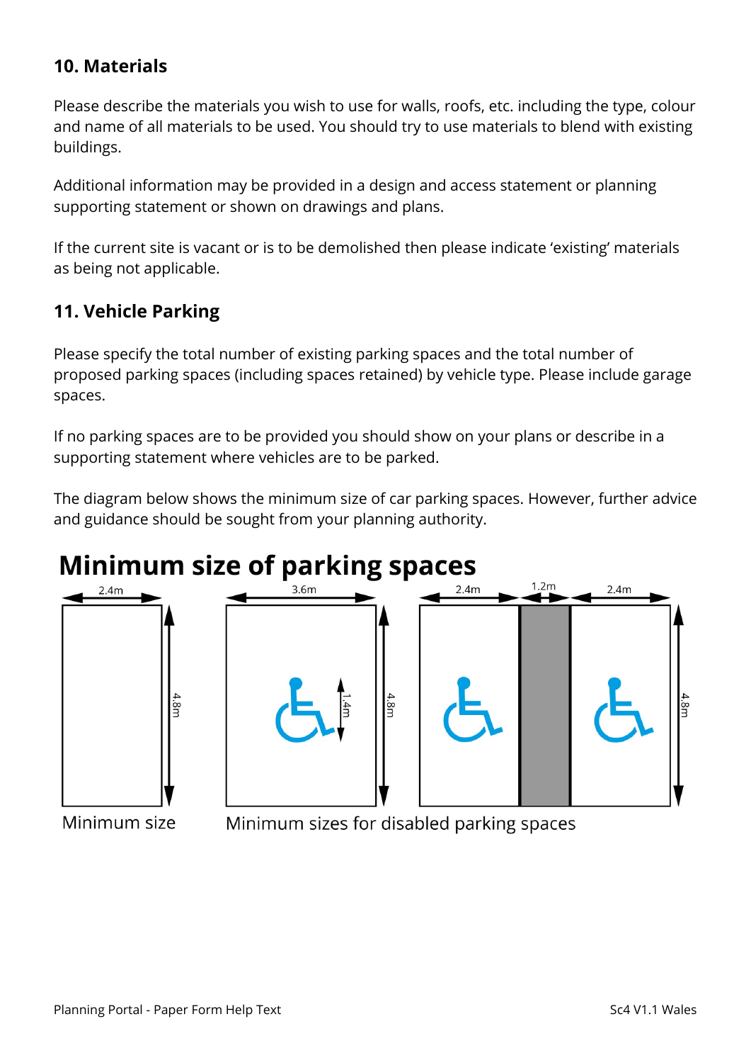### 10. Materials

Please describe the materials you wish to use for walls, roofs, etc. including the type, colour and name of all materials to be used. You should try to use materials to blend with existing buildings.

Additional information may be provided in a design and access statement or planning supporting statement or shown on drawings and plans.

If the current site is vacant or is to be demolished then please indicate 'existing' materials as being not applicable.

### 11. Vehicle Parking

Please specify the total number of existing parking spaces and the total number of proposed parking spaces (including spaces retained) by vehicle type. Please include garage spaces.

If no parking spaces are to be provided you should show on your plans or describe in a supporting statement where vehicles are to be parked.

The diagram below shows the minimum size of car parking spaces. However, further advice and guidance should be sought from your planning authority.

## Minimum size of parking spaces

2.4m 4.8m 3.6m 1.4m 4.8m 2.4m 1.2m 2.4m 4.8m

Minimum size

Minimum sizes for disabled parking spaces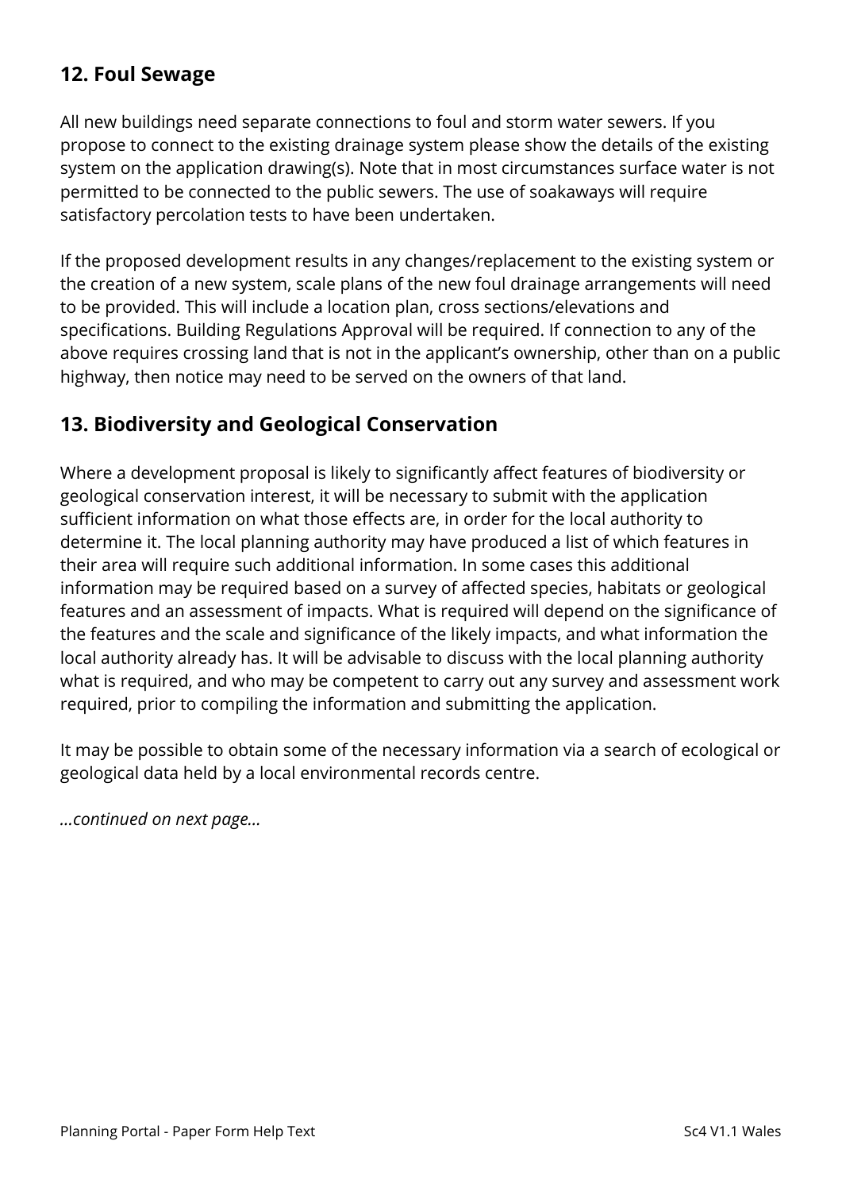## 12. Foul Sewage

All new buildings need separate connections to foul and storm water sewers. If you propose to connect to the existing drainage system please show the details of the existing system on the application drawing(s). Note that in most circumstances surface water is not permitted to be connected to the public sewers. The use of soakaways will require satisfactory percolation tests to have been undertaken.

If the proposed development results in any changes/replacement to the existing system or the creation of a new system, scale plans of the new foul drainage arrangements will need to be provided. This will include a location plan, cross sections/elevations and specifications. Building Regulations Approval will be required. If connection to any of the above requires crossing land that is not in the applicant's ownership, other than on a public highway, then notice may need to be served on the owners of that land.

## 13. Biodiversity and Geological Conservation

Where a development proposal is likely to significantly affect features of biodiversity or geological conservation interest, it will be necessary to submit with the application sufficient information on what those effects are, in order for the local authority to determine it. The local planning authority may have produced a list of which features in their area will require such additional information. In some cases this additional information may be required based on a survey of affected species, habitats or geological features and an assessment of impacts. What is required will depend on the significance of the features and the scale and significance of the likely impacts, and what information the local authority already has. It will be advisable to discuss with the local planning authority what is required, and who may be competent to carry out any survey and assessment work required, prior to compiling the information and submitting the application.

It may be possible to obtain some of the necessary information via a search of ecological or geological data held by a local environmental records centre.

*...continued on next page...*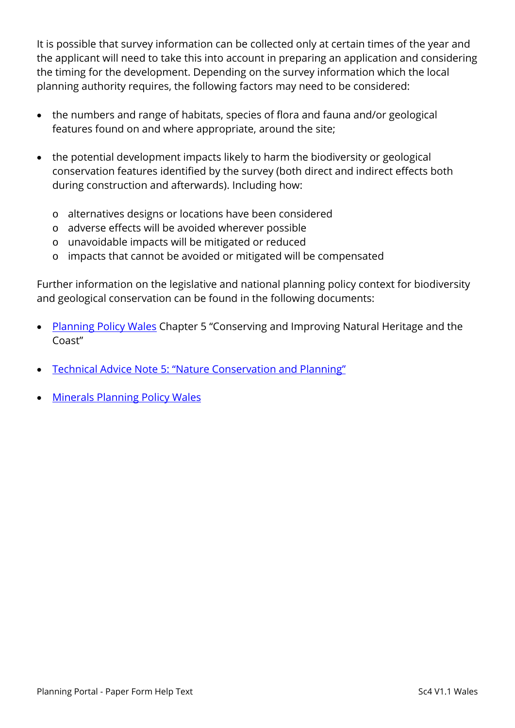It is possible that survey information can be collected only at certain times of the year and the applicant will need to take this into account in preparing an application and considering the timing for the development. Depending on the survey information which the local planning authority requires, the following factors may need to be considered:

- the numbers and range of habitats, species of flora and fauna and/or geological features found on and where appropriate, around the site;

- the potential development impacts likely to harm the biodiversity or geological conservation features identified by the survey (both direct and indirect effects both during construction and afterwards). Including how:

  - alternatives designs or locations have been considered
  - adverse effects will be avoided wherever possible
  - unavoidable impacts will be mitigated or reduced
  - impacts that cannot be avoided or mitigated will be compensated

Further information on the legislative and national planning policy context for biodiversity and geological conservation can be found in the following documents:

- Planning Policy Wales Chapter 5 "Conserving and Improving Natural Heritage and the Coast"

- Technical Advice Note 5: "Nature Conservation and Planning"

- Minerals Planning Policy Wales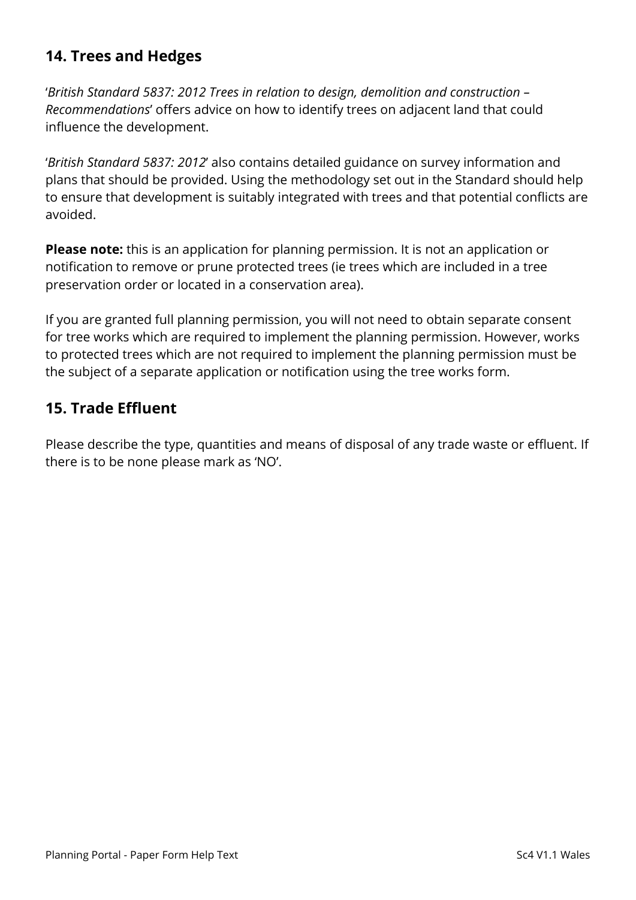## 14. Trees and Hedges

'*British Standard 5837: 2012 Trees in relation to design, demolition and construction – Recommendations*' offers advice on how to identify trees on adjacent land that could influence the development.

'*British Standard 5837: 2012*' also contains detailed guidance on survey information and plans that should be provided. Using the methodology set out in the Standard should help to ensure that development is suitably integrated with trees and that potential conflicts are avoided.

**Please note:** this is an application for planning permission. It is not an application or notification to remove or prune protected trees (ie trees which are included in a tree preservation order or located in a conservation area).

If you are granted full planning permission, you will not need to obtain separate consent for tree works which are required to implement the planning permission. However, works to protected trees which are not required to implement the planning permission must be the subject of a separate application or notification using the tree works form.

## 15. Trade Effluent

Please describe the type, quantities and means of disposal of any trade waste or effluent. If there is to be none please mark as 'NO'.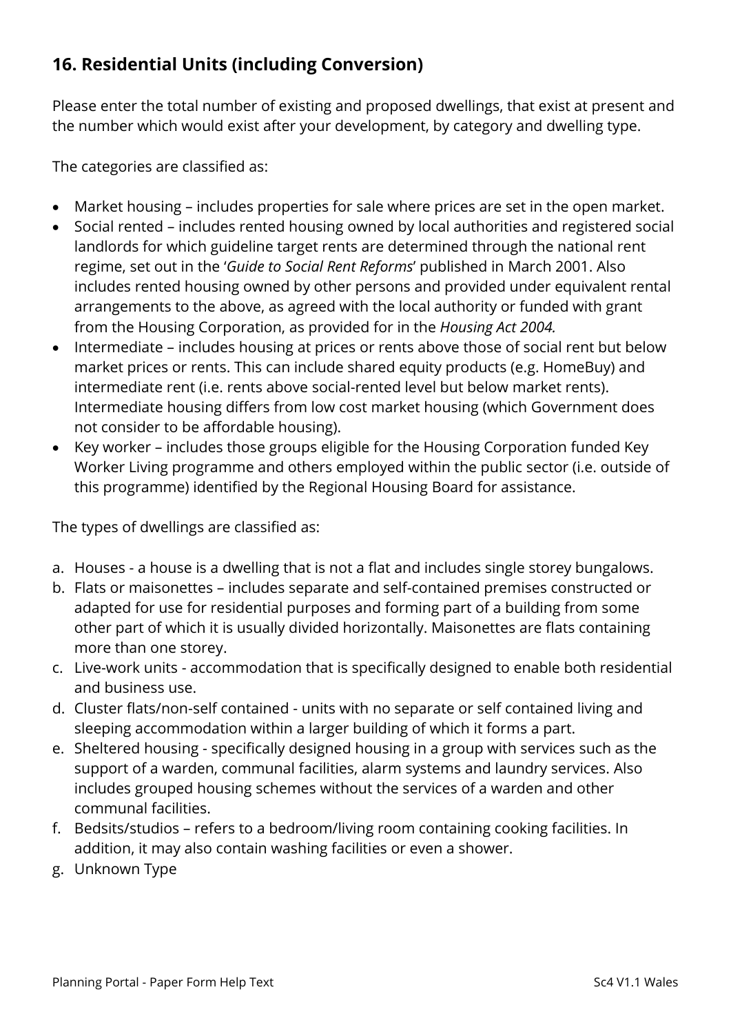## 16. Residential Units (including Conversion)

Please enter the total number of existing and proposed dwellings, that exist at present and the number which would exist after your development, by category and dwelling type.

The categories are classified as:

- Market housing – includes properties for sale where prices are set in the open market.
- Social rented – includes rented housing owned by local authorities and registered social landlords for which guideline target rents are determined through the national rent regime, set out in the '*Guide to Social Rent Reforms*' published in March 2001. Also includes rented housing owned by other persons and provided under equivalent rental arrangements to the above, as agreed with the local authority or funded with grant from the Housing Corporation, as provided for in the *Housing Act 2004.*
- Intermediate – includes housing at prices or rents above those of social rent but below market prices or rents. This can include shared equity products (e.g. HomeBuy) and intermediate rent (i.e. rents above social-rented level but below market rents). Intermediate housing differs from low cost market housing (which Government does not consider to be affordable housing).
- Key worker – includes those groups eligible for the Housing Corporation funded Key Worker Living programme and others employed within the public sector (i.e. outside of this programme) identified by the Regional Housing Board for assistance.

The types of dwellings are classified as:

a. Houses - a house is a dwelling that is not a flat and includes single storey bungalows.
b. Flats or maisonettes – includes separate and self-contained premises constructed or adapted for use for residential purposes and forming part of a building from some other part of which it is usually divided horizontally. Maisonettes are flats containing more than one storey.
c. Live-work units - accommodation that is specifically designed to enable both residential and business use.
d. Cluster flats/non-self contained - units with no separate or self contained living and sleeping accommodation within a larger building of which it forms a part.
e. Sheltered housing - specifically designed housing in a group with services such as the support of a warden, communal facilities, alarm systems and laundry services. Also includes grouped housing schemes without the services of a warden and other communal facilities.
f. Bedsits/studios – refers to a bedroom/living room containing cooking facilities. In addition, it may also contain washing facilities or even a shower.
g. Unknown Type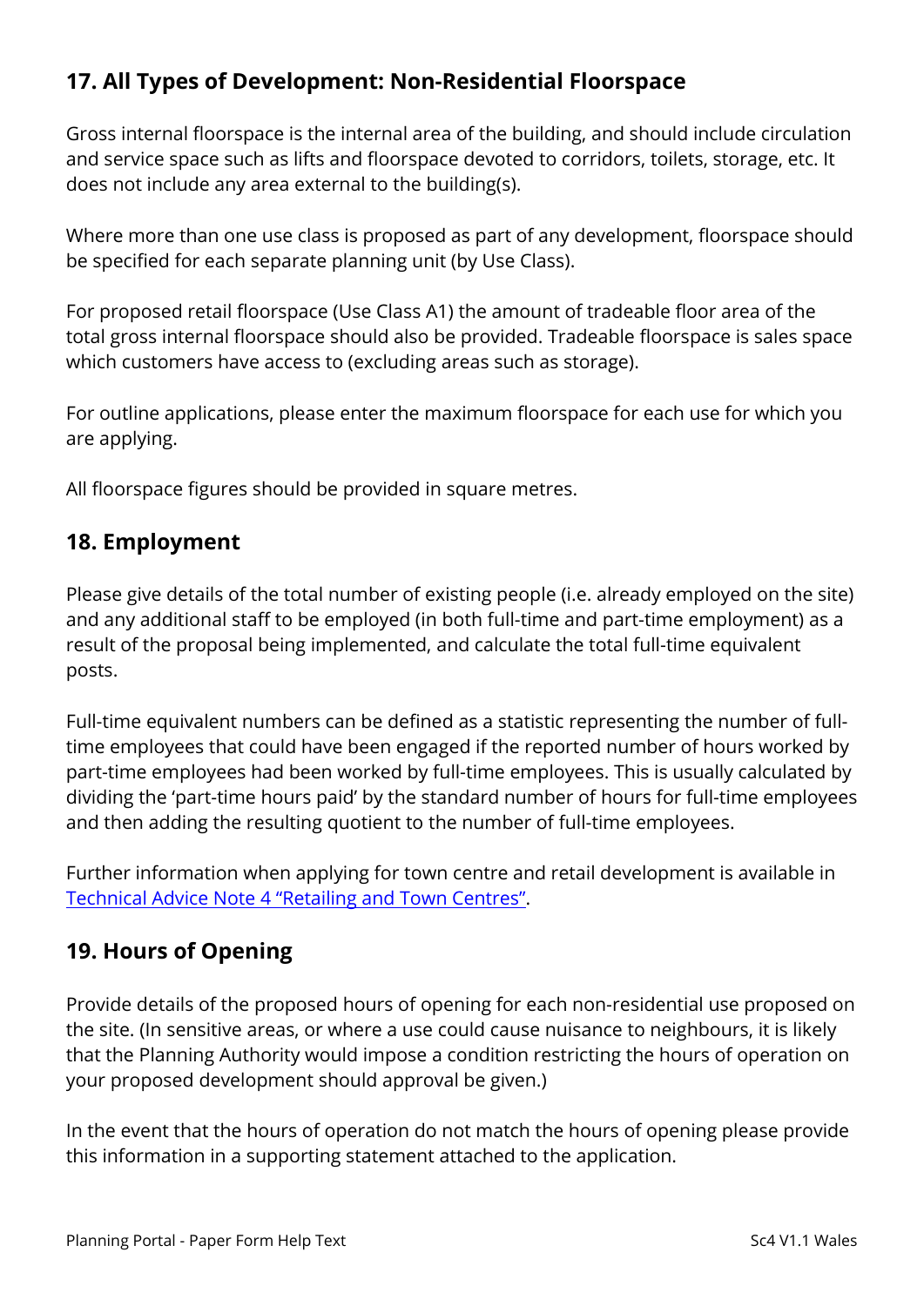## 17. All Types of Development: Non-Residential Floorspace

Gross internal floorspace is the internal area of the building, and should include circulation and service space such as lifts and floorspace devoted to corridors, toilets, storage, etc. It does not include any area external to the building(s).

Where more than one use class is proposed as part of any development, floorspace should be specified for each separate planning unit (by Use Class).

For proposed retail floorspace (Use Class A1) the amount of tradeable floor area of the total gross internal floorspace should also be provided. Tradeable floorspace is sales space which customers have access to (excluding areas such as storage).

For outline applications, please enter the maximum floorspace for each use for which you are applying.

All floorspace figures should be provided in square metres.

## 18. Employment

Please give details of the total number of existing people (i.e. already employed on the site) and any additional staff to be employed (in both full-time and part-time employment) as a result of the proposal being implemented, and calculate the total full-time equivalent posts.

Full-time equivalent numbers can be defined as a statistic representing the number of full-time employees that could have been engaged if the reported number of hours worked by part-time employees had been worked by full-time employees. This is usually calculated by dividing the 'part-time hours paid' by the standard number of hours for full-time employees and then adding the resulting quotient to the number of full-time employees.

Further information when applying for town centre and retail development is available in [Technical Advice Note 4 "Retailing and Town Centres"](#).

## 19. Hours of Opening

Provide details of the proposed hours of opening for each non-residential use proposed on the site. (In sensitive areas, or where a use could cause nuisance to neighbours, it is likely that the Planning Authority would impose a condition restricting the hours of operation on your proposed development should approval be given.)

In the event that the hours of operation do not match the hours of opening please provide this information in a supporting statement attached to the application.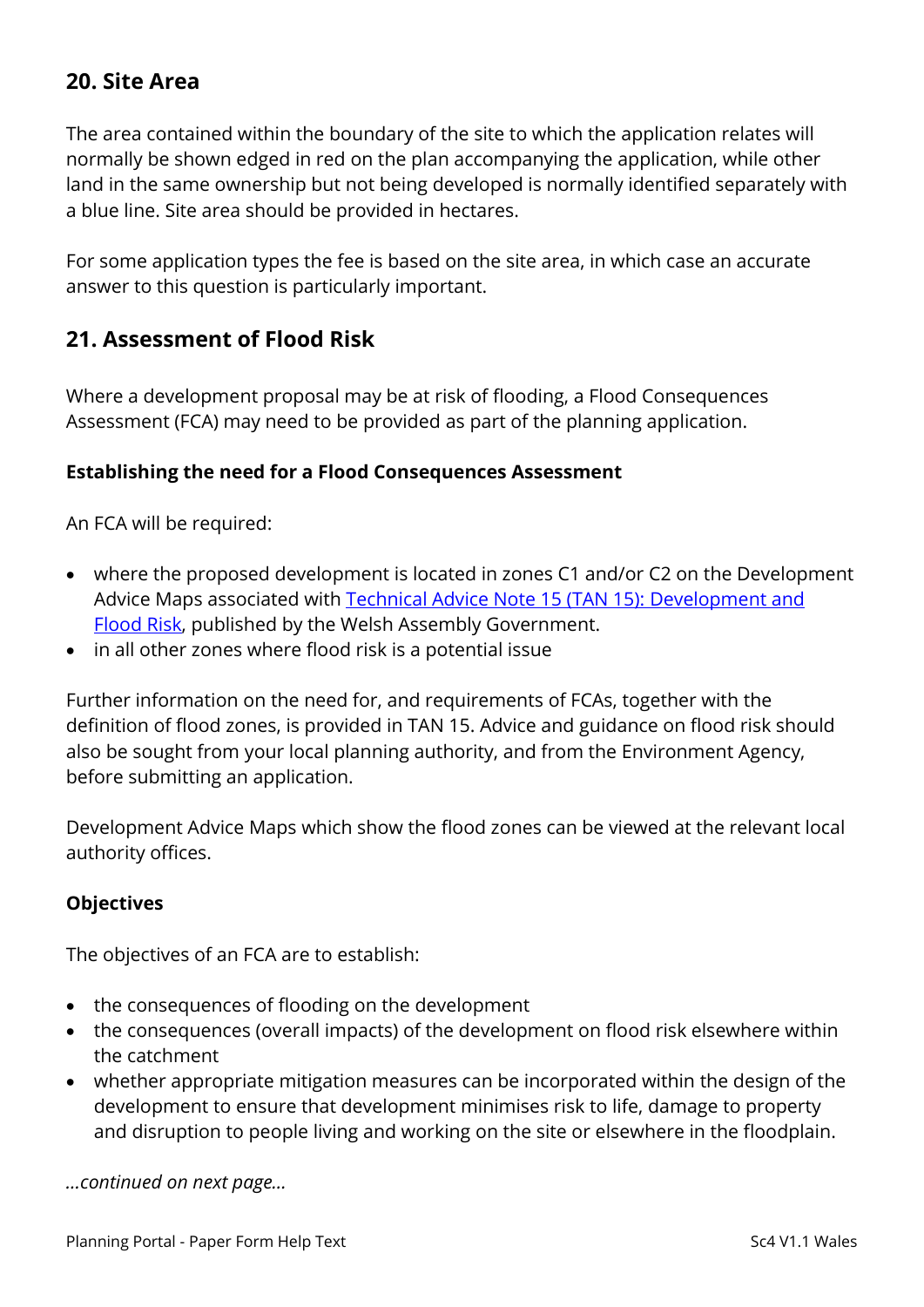## 20. Site Area

The area contained within the boundary of the site to which the application relates will normally be shown edged in red on the plan accompanying the application, while other land in the same ownership but not being developed is normally identified separately with a blue line. Site area should be provided in hectares.

For some application types the fee is based on the site area, in which case an accurate answer to this question is particularly important.

## 21. Assessment of Flood Risk

Where a development proposal may be at risk of flooding, a Flood Consequences Assessment (FCA) may need to be provided as part of the planning application.

### Establishing the need for a Flood Consequences Assessment

An FCA will be required:

- where the proposed development is located in zones C1 and/or C2 on the Development Advice Maps associated with Technical Advice Note 15 (TAN 15): Development and Flood Risk, published by the Welsh Assembly Government.
- in all other zones where flood risk is a potential issue

Further information on the need for, and requirements of FCAs, together with the definition of flood zones, is provided in TAN 15. Advice and guidance on flood risk should also be sought from your local planning authority, and from the Environment Agency, before submitting an application.

Development Advice Maps which show the flood zones can be viewed at the relevant local authority offices.

### Objectives

The objectives of an FCA are to establish:

- the consequences of flooding on the development
- the consequences (overall impacts) of the development on flood risk elsewhere within the catchment
- whether appropriate mitigation measures can be incorporated within the design of the development to ensure that development minimises risk to life, damage to property and disruption to people living and working on the site or elsewhere in the floodplain.

*...continued on next page...*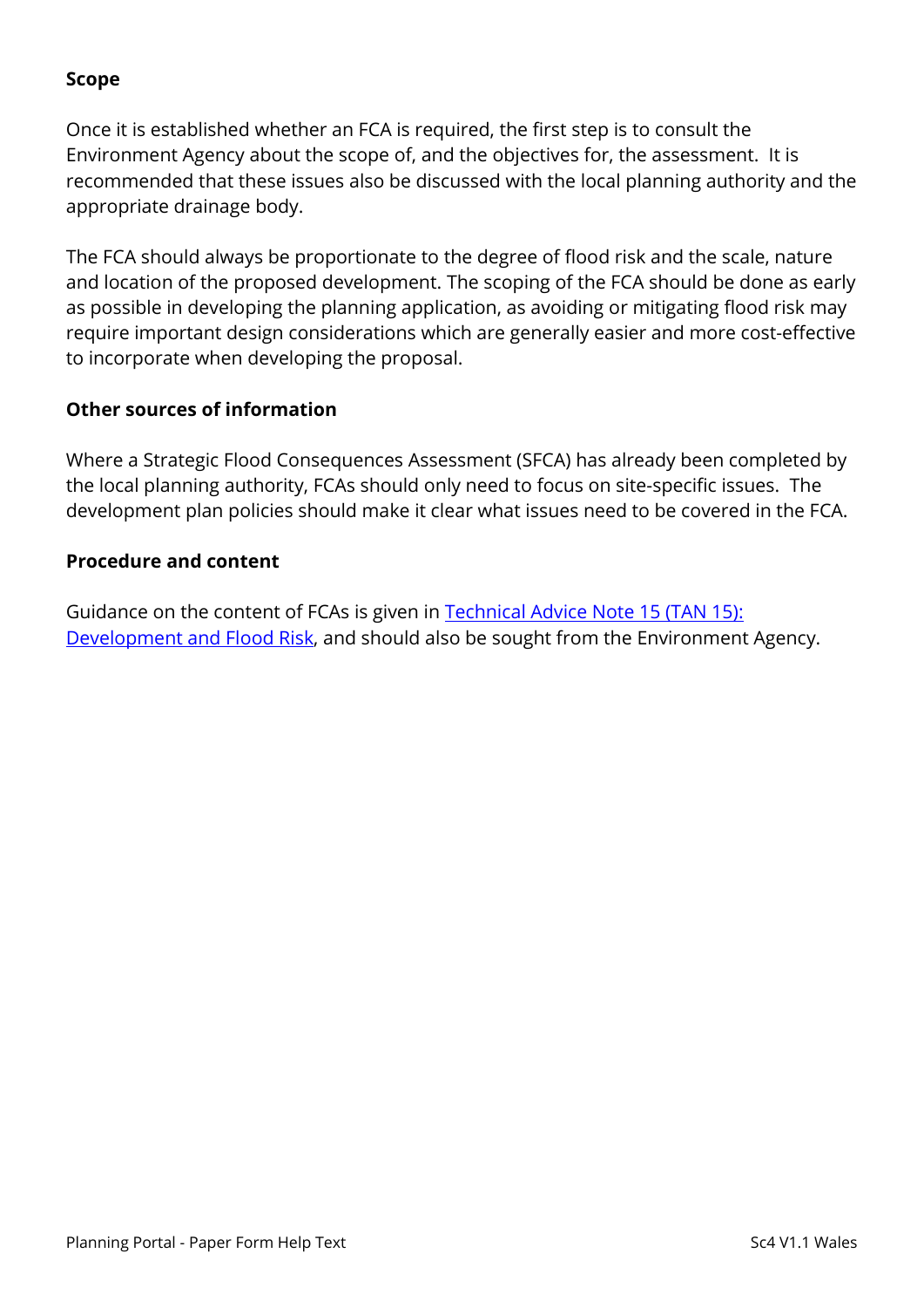**Scope**

Once it is established whether an FCA is required, the first step is to consult the Environment Agency about the scope of, and the objectives for, the assessment. It is recommended that these issues also be discussed with the local planning authority and the appropriate drainage body.

The FCA should always be proportionate to the degree of flood risk and the scale, nature and location of the proposed development. The scoping of the FCA should be done as early as possible in developing the planning application, as avoiding or mitigating flood risk may require important design considerations which are generally easier and more cost-effective to incorporate when developing the proposal.

**Other sources of information**

Where a Strategic Flood Consequences Assessment (SFCA) has already been completed by the local planning authority, FCAs should only need to focus on site-specific issues. The development plan policies should make it clear what issues need to be covered in the FCA.

**Procedure and content**

Guidance on the content of FCAs is given in Technical Advice Note 15 (TAN 15): Development and Flood Risk, and should also be sought from the Environment Agency.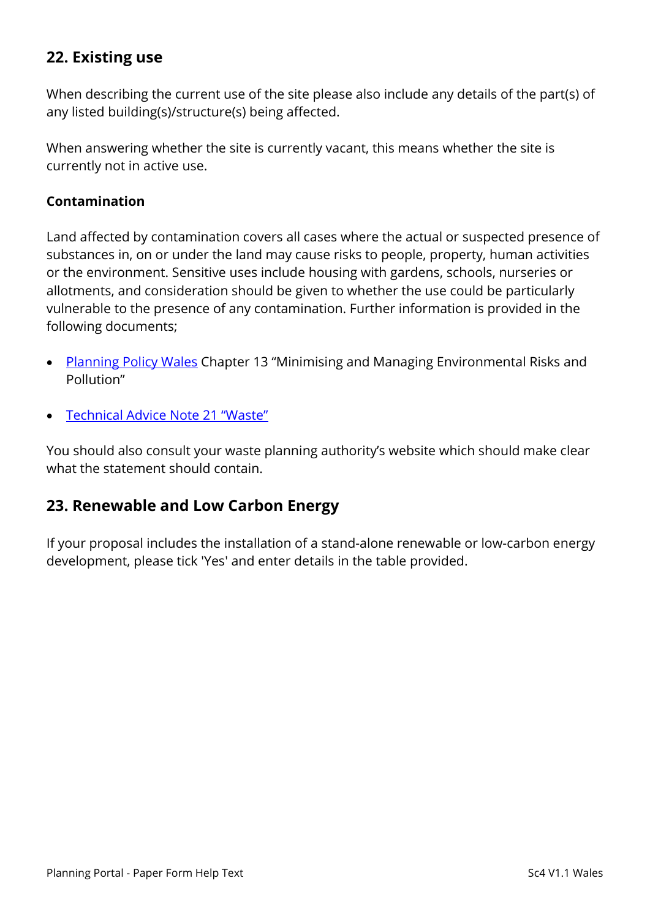## 22. Existing use

When describing the current use of the site please also include any details of the part(s) of any listed building(s)/structure(s) being affected.

When answering whether the site is currently vacant, this means whether the site is currently not in active use.

**Contamination**

Land affected by contamination covers all cases where the actual or suspected presence of substances in, on or under the land may cause risks to people, property, human activities or the environment. Sensitive uses include housing with gardens, schools, nurseries or allotments, and consideration should be given to whether the use could be particularly vulnerable to the presence of any contamination. Further information is provided in the following documents;

- Planning Policy Wales Chapter 13 "Minimising and Managing Environmental Risks and Pollution"
- Technical Advice Note 21 "Waste"

You should also consult your waste planning authority's website which should make clear what the statement should contain.

## 23. Renewable and Low Carbon Energy

If your proposal includes the installation of a stand-alone renewable or low-carbon energy development, please tick 'Yes' and enter details in the table provided.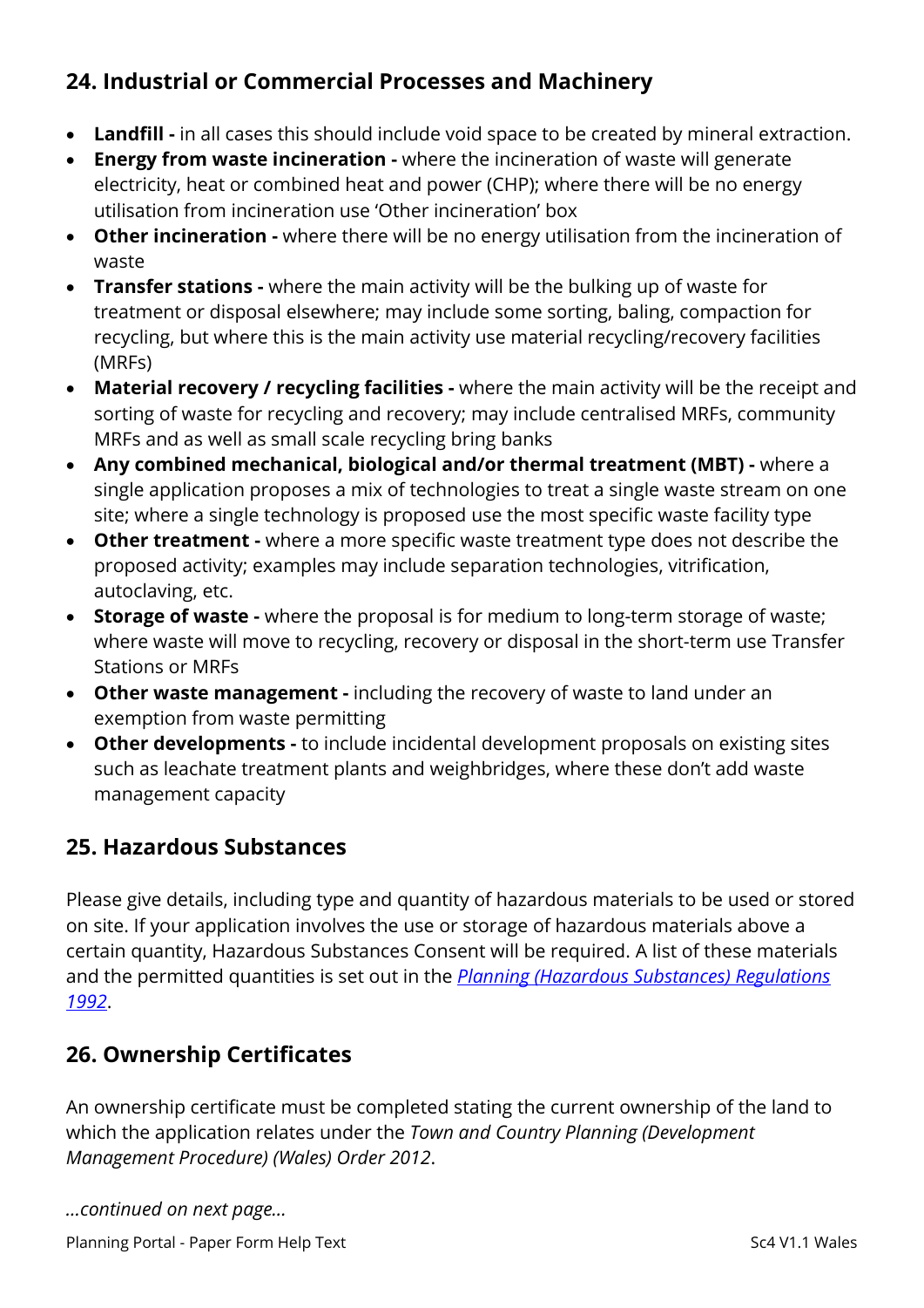## 24. Industrial or Commercial Processes and Machinery

- **Landfill -** in all cases this should include void space to be created by mineral extraction.
- **Energy from waste incineration -** where the incineration of waste will generate electricity, heat or combined heat and power (CHP); where there will be no energy utilisation from incineration use 'Other incineration' box
- **Other incineration -** where there will be no energy utilisation from the incineration of waste
- **Transfer stations -** where the main activity will be the bulking up of waste for treatment or disposal elsewhere; may include some sorting, baling, compaction for recycling, but where this is the main activity use material recycling/recovery facilities (MRFs)
- **Material recovery / recycling facilities -** where the main activity will be the receipt and sorting of waste for recycling and recovery; may include centralised MRFs, community MRFs and as well as small scale recycling bring banks
- **Any combined mechanical, biological and/or thermal treatment (MBT) -** where a single application proposes a mix of technologies to treat a single waste stream on one site; where a single technology is proposed use the most specific waste facility type
- **Other treatment -** where a more specific waste treatment type does not describe the proposed activity; examples may include separation technologies, vitrification, autoclaving, etc.
- **Storage of waste -** where the proposal is for medium to long-term storage of waste; where waste will move to recycling, recovery or disposal in the short-term use Transfer Stations or MRFs
- **Other waste management -** including the recovery of waste to land under an exemption from waste permitting
- **Other developments -** to include incidental development proposals on existing sites such as leachate treatment plants and weighbridges, where these don't add waste management capacity

## 25. Hazardous Substances

Please give details, including type and quantity of hazardous materials to be used or stored on site. If your application involves the use or storage of hazardous materials above a certain quantity, Hazardous Substances Consent will be required. A list of these materials and the permitted quantities is set out in the *Planning (Hazardous Substances) Regulations 1992*.

## 26. Ownership Certificates

An ownership certificate must be completed stating the current ownership of the land to which the application relates under the *Town and Country Planning (Development Management Procedure) (Wales) Order 2012*.

*...continued on next page...*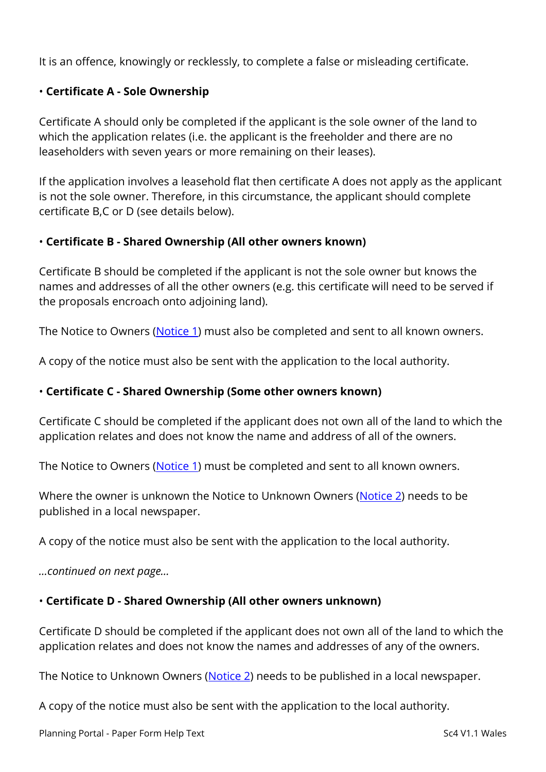It is an offence, knowingly or recklessly, to complete a false or misleading certificate.

• **Certificate A - Sole Ownership**

Certificate A should only be completed if the applicant is the sole owner of the land to which the application relates (i.e. the applicant is the freeholder and there are no leaseholders with seven years or more remaining on their leases).

If the application involves a leasehold flat then certificate A does not apply as the applicant is not the sole owner. Therefore, in this circumstance, the applicant should complete certificate B,C or D (see details below).

• **Certificate B - Shared Ownership (All other owners known)**

Certificate B should be completed if the applicant is not the sole owner but knows the names and addresses of all the other owners (e.g. this certificate will need to be served if the proposals encroach onto adjoining land).

The Notice to Owners (Notice 1) must also be completed and sent to all known owners.

A copy of the notice must also be sent with the application to the local authority.

• **Certificate C - Shared Ownership (Some other owners known)**

Certificate C should be completed if the applicant does not own all of the land to which the application relates and does not know the name and address of all of the owners.

The Notice to Owners (Notice 1) must be completed and sent to all known owners.

Where the owner is unknown the Notice to Unknown Owners (Notice 2) needs to be published in a local newspaper.

A copy of the notice must also be sent with the application to the local authority.

*...continued on next page...*

• **Certificate D - Shared Ownership (All other owners unknown)**

Certificate D should be completed if the applicant does not own all of the land to which the application relates and does not know the names and addresses of any of the owners.

The Notice to Unknown Owners (Notice 2) needs to be published in a local newspaper.

A copy of the notice must also be sent with the application to the local authority.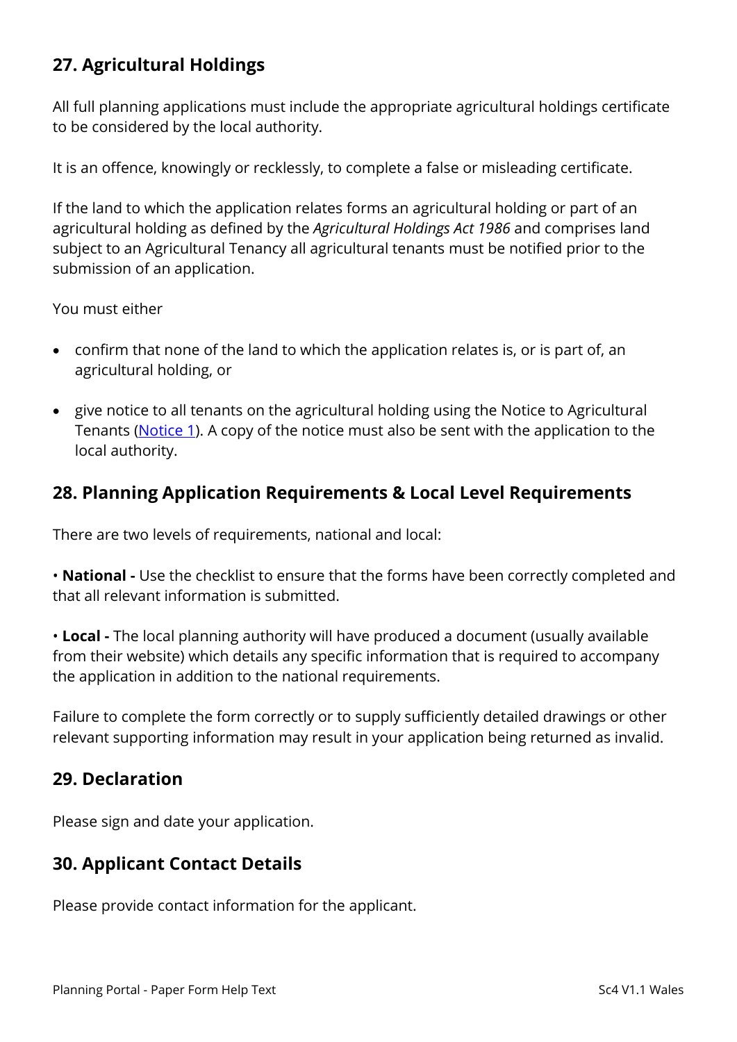## 27. Agricultural Holdings

All full planning applications must include the appropriate agricultural holdings certificate to be considered by the local authority.

It is an offence, knowingly or recklessly, to complete a false or misleading certificate.

If the land to which the application relates forms an agricultural holding or part of an agricultural holding as defined by the *Agricultural Holdings Act 1986* and comprises land subject to an Agricultural Tenancy all agricultural tenants must be notified prior to the submission of an application.

You must either

- confirm that none of the land to which the application relates is, or is part of, an agricultural holding, or
- give notice to all tenants on the agricultural holding using the Notice to Agricultural Tenants (Notice 1). A copy of the notice must also be sent with the application to the local authority.

## 28. Planning Application Requirements & Local Level Requirements

There are two levels of requirements, national and local:

• **National -** Use the checklist to ensure that the forms have been correctly completed and that all relevant information is submitted.

• **Local -** The local planning authority will have produced a document (usually available from their website) which details any specific information that is required to accompany the application in addition to the national requirements.

Failure to complete the form correctly or to supply sufficiently detailed drawings or other relevant supporting information may result in your application being returned as invalid.

## 29. Declaration

Please sign and date your application.

## 30. Applicant Contact Details

Please provide contact information for the applicant.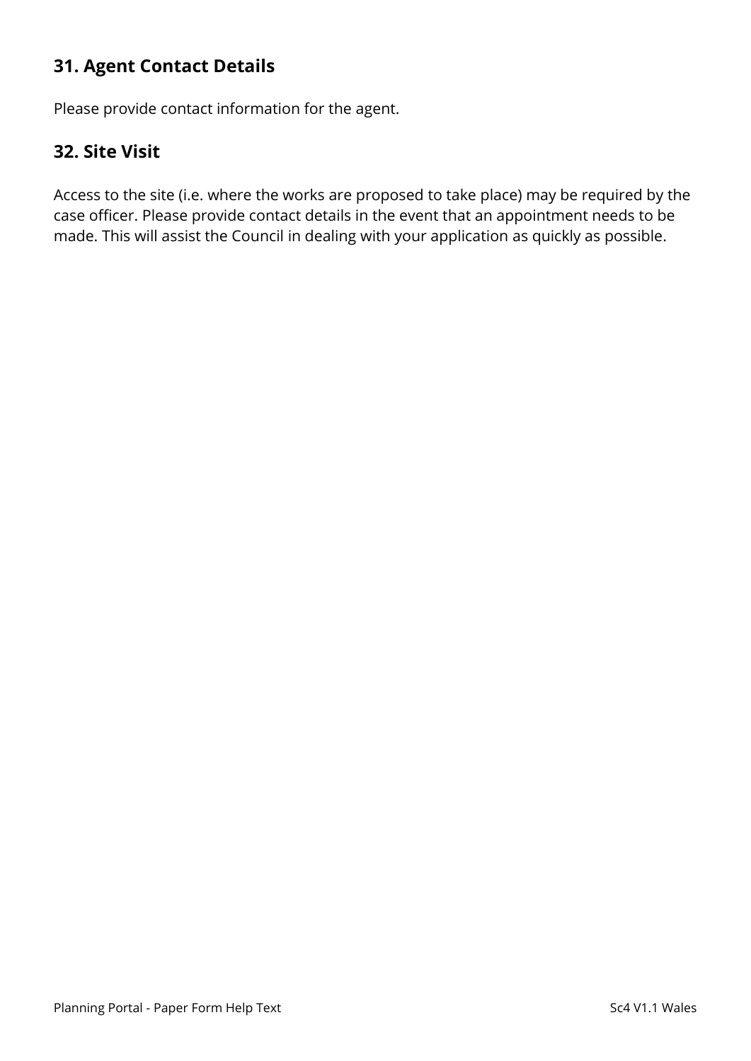## 31. Agent Contact Details

Please provide contact information for the agent.

## 32. Site Visit

Access to the site (i.e. where the works are proposed to take place) may be required by the case officer. Please provide contact details in the event that an appointment needs to be made. This will assist the Council in dealing with your application as quickly as possible.